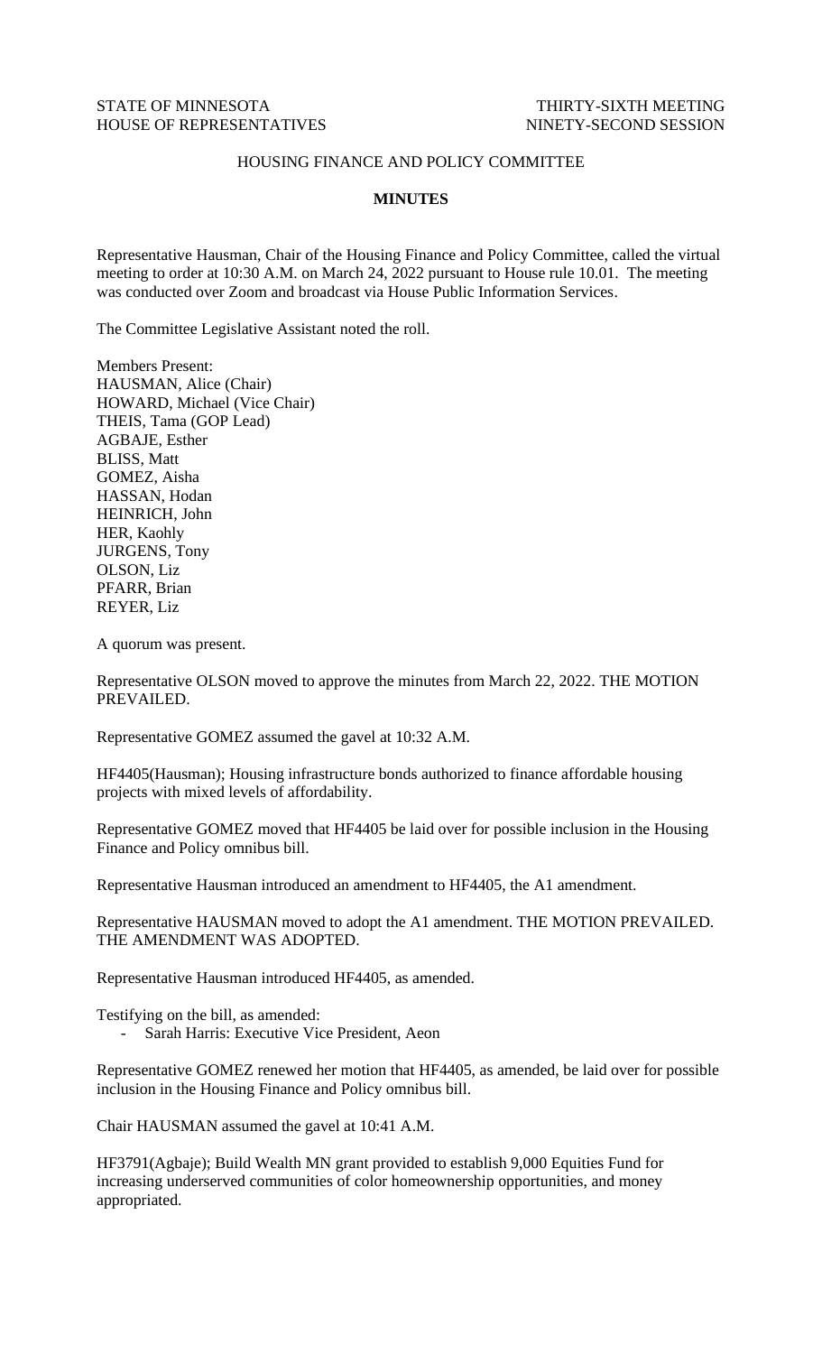STATE OF MINNESOTA THIRTY-SIXTH MEETING
HOUSE OF REPRESENTATIVES NINETY-SECOND SESSION

HOUSING FINANCE AND POLICY COMMITTEE

**MINUTES**

Representative Hausman, Chair of the Housing Finance and Policy Committee, called the virtual meeting to order at 10:30 A.M. on March 24, 2022 pursuant to House rule 10.01. The meeting was conducted over Zoom and broadcast via House Public Information Services.

The Committee Legislative Assistant noted the roll.

Members Present:
HAUSMAN, Alice (Chair)
HOWARD, Michael (Vice Chair)
THEIS, Tama (GOP Lead)
AGBAJE, Esther
BLISS, Matt
GOMEZ, Aisha
HASSAN, Hodan
HEINRICH, John
HER, Kaohly
JURGENS, Tony
OLSON, Liz
PFARR, Brian
REYER, Liz

A quorum was present.

Representative OLSON moved to approve the minutes from March 22, 2022. THE MOTION PREVAILED.

Representative GOMEZ assumed the gavel at 10:32 A.M.

HF4405(Hausman); Housing infrastructure bonds authorized to finance affordable housing projects with mixed levels of affordability.

Representative GOMEZ moved that HF4405 be laid over for possible inclusion in the Housing Finance and Policy omnibus bill.

Representative Hausman introduced an amendment to HF4405, the A1 amendment.

Representative HAUSMAN moved to adopt the A1 amendment. THE MOTION PREVAILED. THE AMENDMENT WAS ADOPTED.

Representative Hausman introduced HF4405, as amended.

Testifying on the bill, as amended:

- Sarah Harris: Executive Vice President, Aeon

Representative GOMEZ renewed her motion that HF4405, as amended, be laid over for possible inclusion in the Housing Finance and Policy omnibus bill.

Chair HAUSMAN assumed the gavel at 10:41 A.M.

HF3791(Agbaje); Build Wealth MN grant provided to establish 9,000 Equities Fund for increasing underserved communities of color homeownership opportunities, and money appropriated.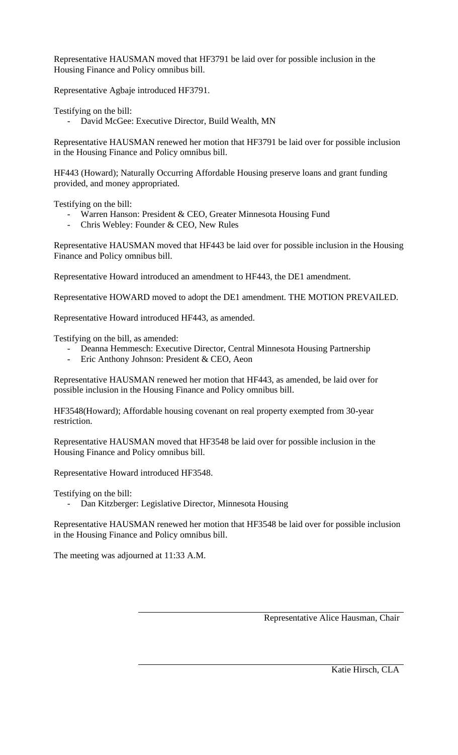Representative HAUSMAN moved that HF3791 be laid over for possible inclusion in the Housing Finance and Policy omnibus bill.

Representative Agbaje introduced HF3791.

Testifying on the bill:

- David McGee: Executive Director, Build Wealth, MN

Representative HAUSMAN renewed her motion that HF3791 be laid over for possible inclusion in the Housing Finance and Policy omnibus bill.

HF443 (Howard); Naturally Occurring Affordable Housing preserve loans and grant funding provided, and money appropriated.

Testifying on the bill:

- Warren Hanson: President & CEO, Greater Minnesota Housing Fund
- Chris Webley: Founder & CEO, New Rules

Representative HAUSMAN moved that HF443 be laid over for possible inclusion in the Housing Finance and Policy omnibus bill.

Representative Howard introduced an amendment to HF443, the DE1 amendment.

Representative HOWARD moved to adopt the DE1 amendment. THE MOTION PREVAILED.

Representative Howard introduced HF443, as amended.

Testifying on the bill, as amended:

- Deanna Hemmesch: Executive Director, Central Minnesota Housing Partnership
- Eric Anthony Johnson: President & CEO, Aeon

Representative HAUSMAN renewed her motion that HF443, as amended, be laid over for possible inclusion in the Housing Finance and Policy omnibus bill.

HF3548(Howard); Affordable housing covenant on real property exempted from 30-year restriction.

Representative HAUSMAN moved that HF3548 be laid over for possible inclusion in the Housing Finance and Policy omnibus bill.

Representative Howard introduced HF3548.

Testifying on the bill:

- Dan Kitzberger: Legislative Director, Minnesota Housing

Representative HAUSMAN renewed her motion that HF3548 be laid over for possible inclusion in the Housing Finance and Policy omnibus bill.

The meeting was adjourned at 11:33 A.M.

---

Representative Alice Hausman, Chair

---

Katie Hirsch, CLA